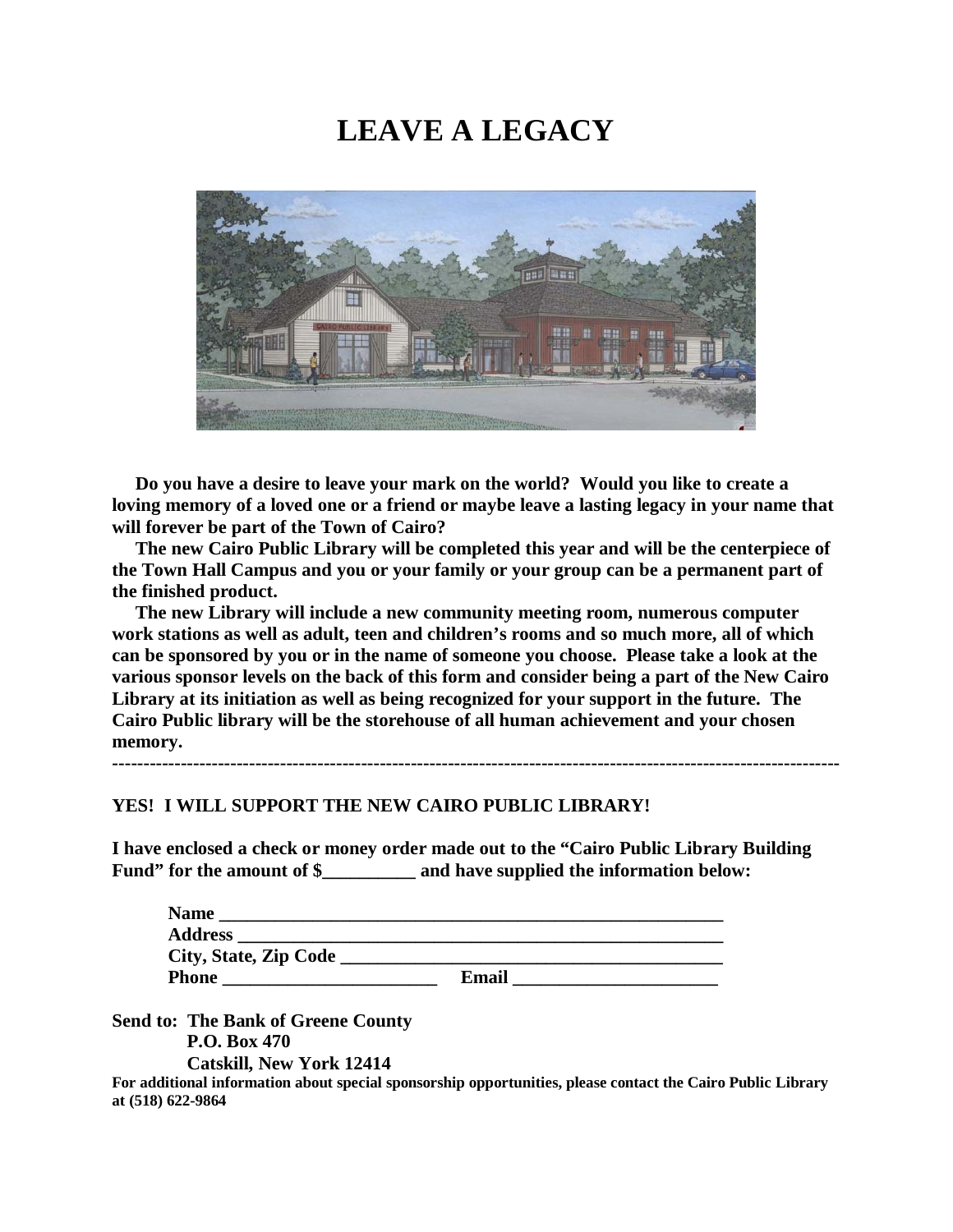# LEAVE A LEGACY

**Do you have a desire to leave your mark on the world? Would you like to create a loving memory of a loved one or a friend or maybe leave a lasting legacy in your name that will forever be part of the Town of Cairo?**

**The new Cairo Public Library will be completed this year and will be the centerpiece of the Town Hall Campus and you or your family or your group can be a permanent part of the finished product.**

**The new Library will include a new community meeting room, numerous computer work stations as well as adult, teen and children's rooms and so much more, all of which can be sponsored by you or in the name of someone you choose. Please take a look at the various sponsor levels on the back of this form and consider being a part of the New Cairo Library at its initiation as well as being recognized for your support in the future. The Cairo Public library will be the storehouse of all human achievement and your chosen memory.**

---

**YES! I WILL SUPPORT THE NEW CAIRO PUBLIC LIBRARY!**

**I have enclosed a check or money order made out to the "Cairo Public Library Building Fund" for the amount of $__________ and have supplied the information below:**

**Name** _______________________________________________________

**Address** _____________________________________________________

**City, State, Zip Code** __________________________________________

**Phone** ________________________ **Email** ______________________

**Send to: The Bank of Greene County**
**P.O. Box 470**
**Catskill, New York 12414**

**For additional information about special sponsorship opportunities, please contact the Cairo Public Library at (518) 622-9864**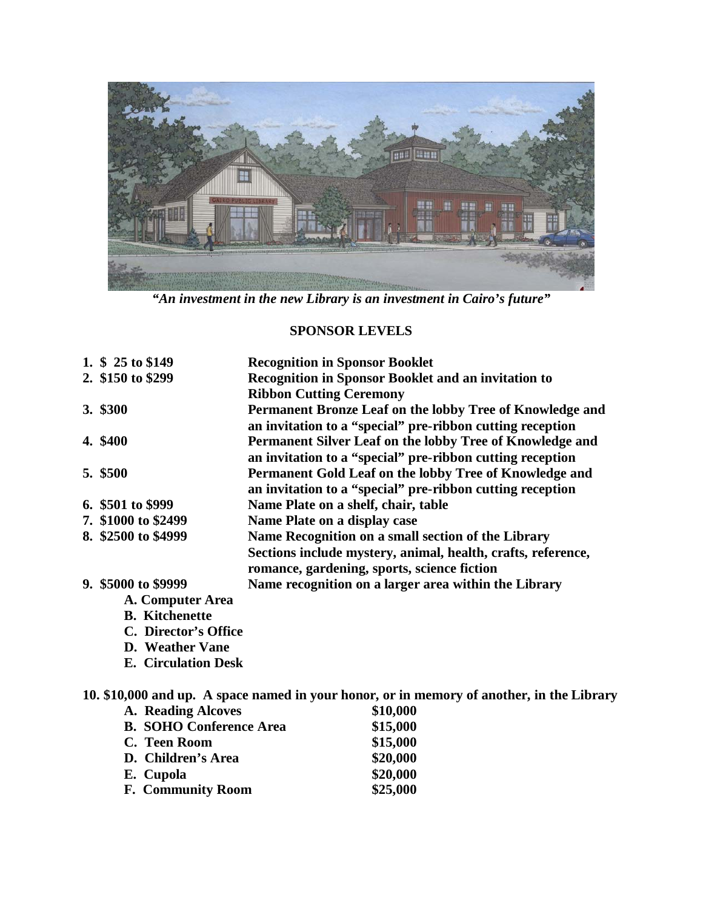*"An investment in the new Library is an investment in Cairo's future"*

## SPONSOR LEVELS

| | |
|---|---|
| **1. $ 25 to $149** | **Recognition in Sponsor Booklet** |
| **2. $150 to $299** | **Recognition in Sponsor Booklet and an invitation to Ribbon Cutting Ceremony** |
| **3. $300** | **Permanent Bronze Leaf on the lobby Tree of Knowledge and an invitation to a "special" pre-ribbon cutting reception** |
| **4. $400** | **Permanent Silver Leaf on the lobby Tree of Knowledge and an invitation to a "special" pre-ribbon cutting reception** |
| **5. $500** | **Permanent Gold Leaf on the lobby Tree of Knowledge and an invitation to a "special" pre-ribbon cutting reception** |
| **6. $501 to $999** | **Name Plate on a shelf, chair, table** |
| **7. $1000 to $2499** | **Name Plate on a display case** |
| **8. $2500 to $4999** | **Name Recognition on a small section of the Library Sections include mystery, animal, health, crafts, reference, romance, gardening, sports, science fiction** |
| **9. $5000 to $9999** | **Name recognition on a larger area within the Library** |

- **A. Computer Area**
- **B. Kitchenette**
- **C. Director's Office**
- **D. Weather Vane**
- **E. Circulation Desk**

**10. $10,000 and up. A space named in your honor, or in memory of another, in the Library**

| | |
|---|---|
| **A. Reading Alcoves** | **$10,000** |
| **B. SOHO Conference Area** | **$15,000** |
| **C. Teen Room** | **$15,000** |
| **D. Children's Area** | **$20,000** |
| **E. Cupola** | **$20,000** |
| **F. Community Room** | **$25,000** |